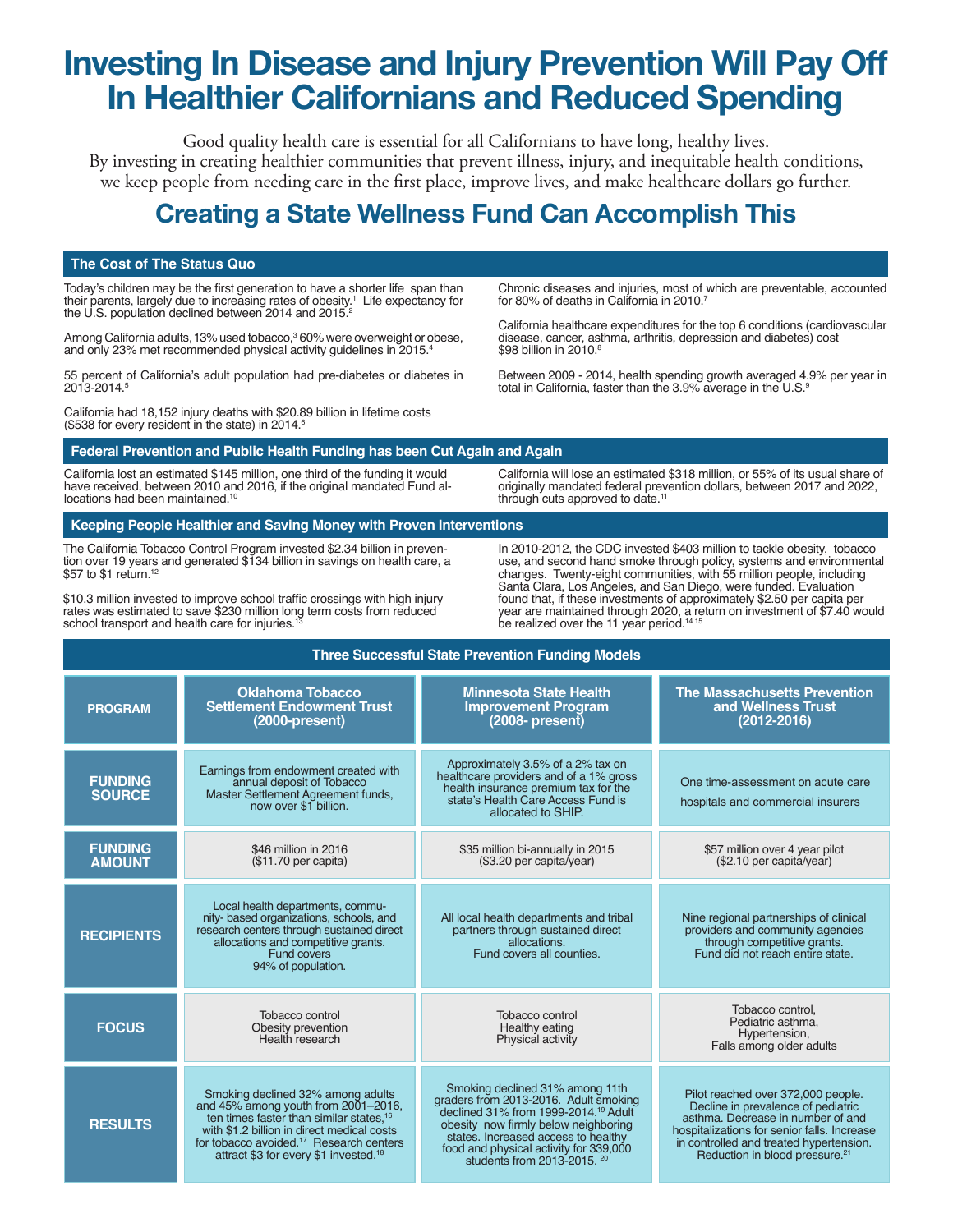# Investing In Disease and Injury Prevention Will Pay Off In Healthier Californians and Reduced Spending

Good quality health care is essential for all Californians to have long, healthy lives. By investing in creating healthier communities that prevent illness, injury, and inequitable health conditions, we keep people from needing care in the first place, improve lives, and make healthcare dollars go further.

## Creating a State Wellness Fund Can Accomplish This

### The Cost of The Status Quo

Today's children may be the first generation to have a shorter life span than their parents, largely due to increasing rates of obesity.[1] Life expectancy for the U.S. population declined between 2014 and 2015.[2]

Among California adults, 13% used tobacco,[3] 60% were overweight or obese, and only 23% met recommended physical activity guidelines in 2015.[4]

55 percent of California's adult population had pre-diabetes or diabetes in 2013-2014.[5]

California had 18,152 injury deaths with $20.89 billion in lifetime costs ($538 for every resident in the state) in 2014.[6]

Chronic diseases and injuries, most of which are preventable, accounted for 80% of deaths in California in 2010.[7]

California healthcare expenditures for the top 6 conditions (cardiovascular disease, cancer, asthma, arthritis, depression and diabetes) cost $98 billion in 2010.[8]

Between 2009 - 2014, health spending growth averaged 4.9% per year in total in California, faster than the 3.9% average in the U.S.[9]

### Federal Prevention and Public Health Funding has been Cut Again and Again

California lost an estimated $145 million, one third of the funding it would have received, between 2010 and 2016, if the original mandated Fund allocations had been maintained.[10]

California will lose an estimated $318 million, or 55% of its usual share of originally mandated federal prevention dollars, between 2017 and 2022, through cuts approved to date.[11]

### Keeping People Healthier and Saving Money with Proven Interventions

The California Tobacco Control Program invested $2.34 billion in prevention over 19 years and generated $134 billion in savings on health care, a $57 to $1 return.[12]

$10.3 million invested to improve school traffic crossings with high injury rates was estimated to save $230 million long term costs from reduced school transport and health care for injuries.[13]

In 2010-2012, the CDC invested $403 million to tackle obesity, tobacco use, and second hand smoke through policy, systems and environmental changes. Twenty-eight communities, with 55 million people, including Santa Clara, Los Angeles, and San Diego, were funded. Evaluation found that, if these investments of approximately $2.50 per capita per year are maintained through 2020, a return on investment of $7.40 would be realized over the 11 year period.[14,15]

### Three Successful State Prevention Funding Models

| PROGRAM | Oklahoma Tobacco Settlement Endowment Trust (2000-present) | Minnesota State Health Improvement Program (2008- present) | The Massachusetts Prevention and Wellness Trust (2012-2016) |
|---|---|---|---|
| FUNDING SOURCE | Earnings from endowment created with annual deposit of Tobacco Master Settlement Agreement funds, now over $1 billion. | Approximately 3.5% of a 2% tax on healthcare providers and of a 1% gross health insurance premium tax for the state's Health Care Access Fund is allocated to SHIP. | One time-assessment on acute care hospitals and commercial insurers |
| FUNDING AMOUNT | $46 million in 2016 ($11.70 per capita) | $35 million bi-annually in 2015 ($3.20 per capita/year) | $57 million over 4 year pilot ($2.10 per capita/year) |
| RECIPIENTS | Local health departments, community- based organizations, schools, and research centers through sustained direct allocations and competitive grants. Fund covers 94% of population. | All local health departments and tribal partners through sustained direct allocations. Fund covers all counties. | Nine regional partnerships of clinical providers and community agencies through competitive grants. Fund did not reach entire state. |
| FOCUS | Tobacco control<br>Obesity prevention<br>Health research | Tobacco control<br>Healthy eating<br>Physical activity | Tobacco control,<br>Pediatric asthma,<br>Hypertension,<br>Falls among older adults |
| RESULTS | Smoking declined 32% among adults and 45% among youth from 2001–2016, ten times faster than similar states,[16] with $1.2 billion in direct medical costs for tobacco avoided.[17] Research centers attract $3 for every $1 invested.[18] | Smoking declined 31% among 11th graders from 2013-2016. Adult smoking declined 31% from 1999-2014.[19] Adult obesity now firmly below neighboring states. Increased access to healthy food and physical activity for 339,000 students from 2013-2015.[20] | Pilot reached over 372,000 people. Decline in prevalence of pediatric asthma. Decrease in number of and hospitalizations for senior falls. Increase in controlled and treated hypertension. Reduction in blood pressure.[21] |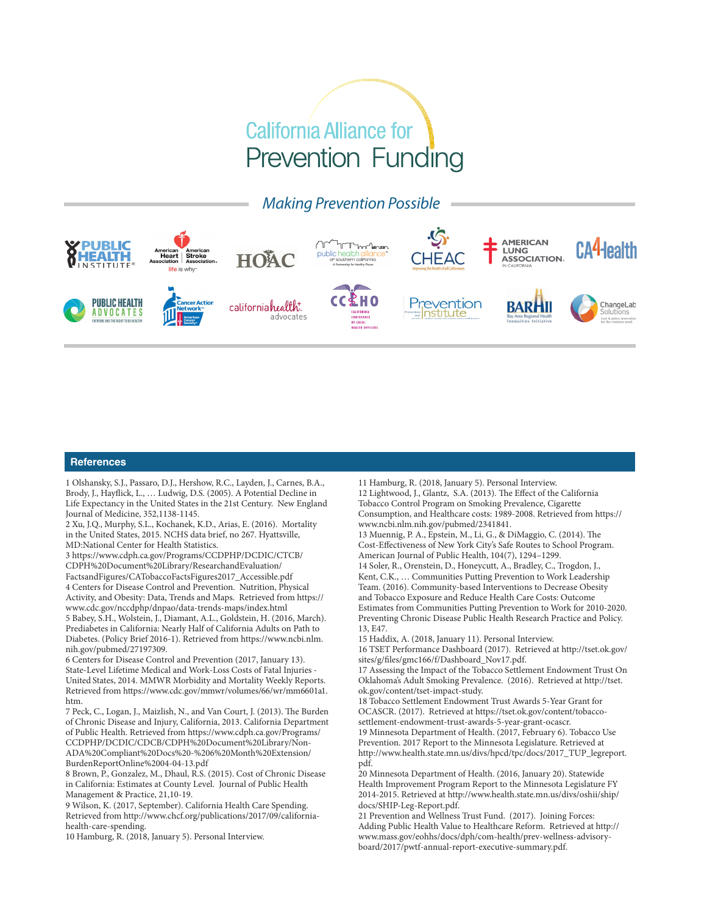California Alliance for
Prevention Funding

*Making Prevention Possible*

## References

1 Olshansky, S.J., Passaro, D.J., Hershow, R.C., Layden, J., Carnes, B.A., Brody, J., Hayflick, L., … Ludwig, D.S. (2005). A Potential Decline in Life Expectancy in the United States in the 21st Century. New England Journal of Medicine, 352,1138-1145.

2 Xu, J.Q., Murphy, S.L., Kochanek, K.D., Arias, E. (2016). Mortality in the United States, 2015. NCHS data brief, no 267. Hyattsville, MD:National Center for Health Statistics.

3 https://www.cdph.ca.gov/Programs/CCDPHP/DCDIC/CTCB/CDPH%20Document%20Library/ResearchandEvaluation/FactsandFigures/CATobaccoFactsFigures2017_Accessible.pdf

4 Centers for Disease Control and Prevention. Nutrition, Physical Activity, and Obesity: Data, Trends and Maps. Retrieved from https://www.cdc.gov/nccdphp/dnpao/data-trends-maps/index.html

5 Babey, S.H., Wolstein, J., Diamant, A.L., Goldstein, H. (2016, March). Prediabetes in California: Nearly Half of California Adults on Path to Diabetes. (Policy Brief 2016-1). Retrieved from https://www.ncbi.nlm.nih.gov/pubmed/27197309.

6 Centers for Disease Control and Prevention (2017, January 13). State-Level Lifetime Medical and Work-Loss Costs of Fatal Injuries - United States, 2014. MMWR Morbidity and Mortality Weekly Reports. Retrieved from https://www.cdc.gov/mmwr/volumes/66/wr/mm6601a1.htm.

7 Peck, C., Logan, J., Maizlish, N., and Van Court, J. (2013). The Burden of Chronic Disease and Injury, California, 2013. California Department of Public Health. Retrieved from https://www.cdph.ca.gov/Programs/CCDPHP/DCDIC/CDCB/CDPH%20Document%20Library/Non-ADA%20Compliant%20Docs%20-%206%20Month%20Extension/BurdenReportOnline%2004-04-13.pdf

8 Brown, P., Gonzalez, M., Dhaul, R.S. (2015). Cost of Chronic Disease in California: Estimates at County Level. Journal of Public Health Management & Practice, 21,10-19.

9 Wilson, K. (2017, September). California Health Care Spending. Retrieved from http://www.chcf.org/publications/2017/09/california-health-care-spending.

10 Hamburg, R. (2018, January 5). Personal Interview.

11 Hamburg, R. (2018, January 5). Personal Interview.

12 Lightwood, J., Glantz, S.A. (2013). The Effect of the California Tobacco Control Program on Smoking Prevalence, Cigarette Consumption, and Healthcare costs: 1989-2008. Retrieved from https://www.ncbi.nlm.nih.gov/pubmed/2341841.

13 Muennig, P. A., Epstein, M., Li, G., & DiMaggio, C. (2014). The Cost-Effectiveness of New York City's Safe Routes to School Program. American Journal of Public Health, 104(7), 1294–1299.

14 Soler, R., Orenstein, D., Honeycutt, A., Bradley, C., Trogdon, J., Kent, C.K., … Communities Putting Prevention to Work Leadership Team. (2016). Community-based Interventions to Decrease Obesity and Tobacco Exposure and Reduce Health Care Costs: Outcome Estimates from Communities Putting Prevention to Work for 2010-2020. Preventing Chronic Disease Public Health Research Practice and Policy. 13, E47.

15 Haddix, A. (2018, January 11). Personal Interview.

16 TSET Performance Dashboard (2017). Retrieved at http://tset.ok.gov/sites/g/files/gmc166/f/Dashboard_Nov17.pdf.

17 Assessing the Impact of the Tobacco Settlement Endowment Trust On Oklahoma's Adult Smoking Prevalence. (2016). Retrieved at http://tset.ok.gov/content/tset-impact-study.

18 Tobacco Settlement Endowment Trust Awards 5-Year Grant for OCASCR. (2017). Retrieved at https://tset.ok.gov/content/tobacco-settlement-endowment-trust-awards-5-year-grant-ocascr.

19 Minnesota Department of Health. (2017, February 6). Tobacco Use Prevention. 2017 Report to the Minnesota Legislature. Retrieved at http://www.health.state.mn.us/divs/hpcd/tpc/docs/2017_TUP_legreport.pdf.

20 Minnesota Department of Health. (2016, January 20). Statewide Health Improvement Program Report to the Minnesota Legislature FY 2014-2015. Retrieved at http://www.health.state.mn.us/divs/oshii/ship/docs/SHIP-Leg-Report.pdf.

21 Prevention and Wellness Trust Fund. (2017). Joining Forces: Adding Public Health Value to Healthcare Reform. Retrieved at http://www.mass.gov/eohhs/docs/dph/com-health/prev-wellness-advisory-board/2017/pwtf-annual-report-executive-summary.pdf.